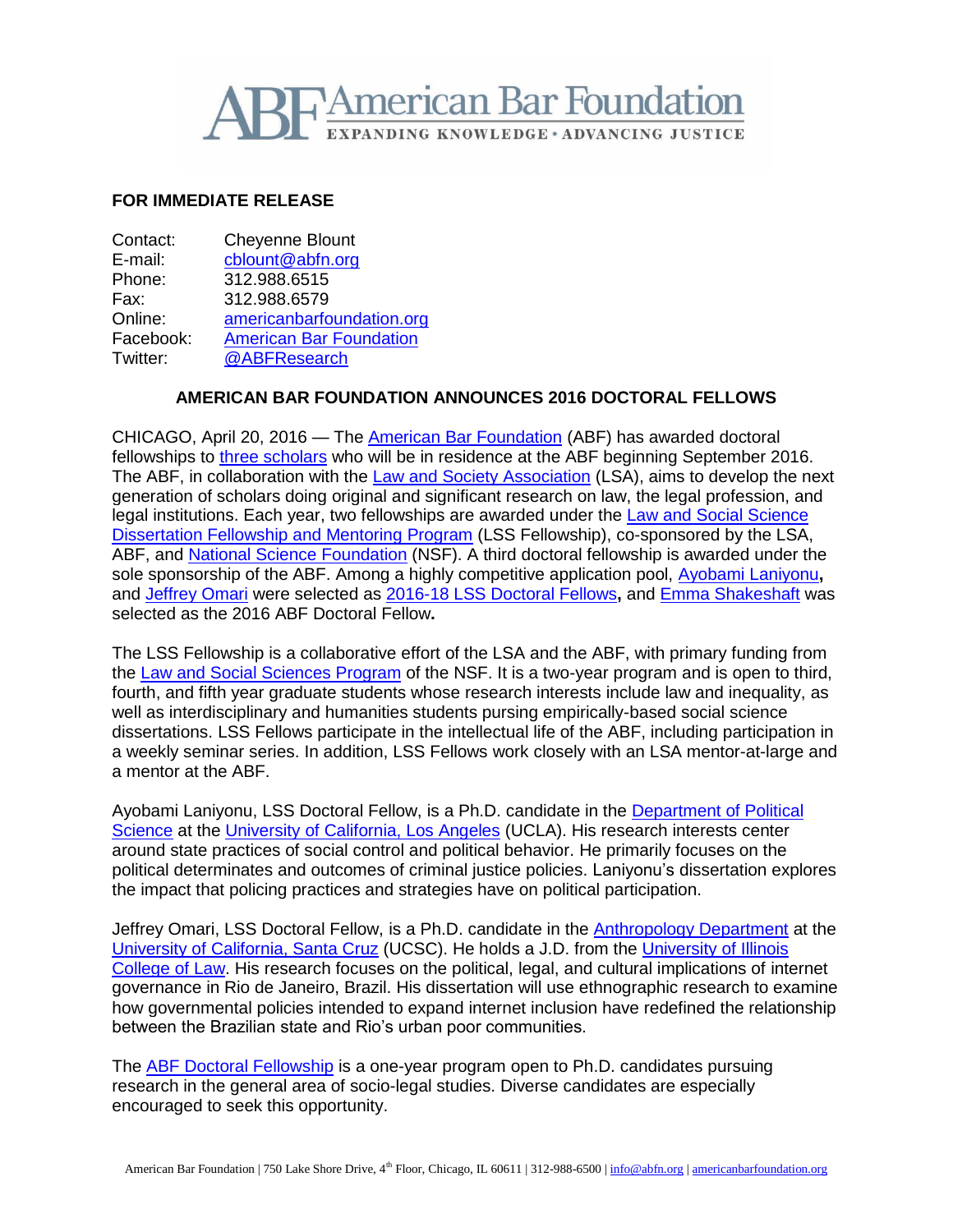American Bar Foundation
EXPANDING KNOWLEDGE • ADVANCING JUSTICE

**FOR IMMEDIATE RELEASE**

| | |
|---|---|
| Contact: | Cheyenne Blount |
| E-mail: | cblount@abfn.org |
| Phone: | 312.988.6515 |
| Fax: | 312.988.6579 |
| Online: | americanbarfoundation.org |
| Facebook: | American Bar Foundation |
| Twitter: | @ABFResearch |

## AMERICAN BAR FOUNDATION ANNOUNCES 2016 DOCTORAL FELLOWS

CHICAGO, April 20, 2016 — The American Bar Foundation (ABF) has awarded doctoral fellowships to three scholars who will be in residence at the ABF beginning September 2016. The ABF, in collaboration with the Law and Society Association (LSA), aims to develop the next generation of scholars doing original and significant research on law, the legal profession, and legal institutions. Each year, two fellowships are awarded under the Law and Social Science Dissertation Fellowship and Mentoring Program (LSS Fellowship), co-sponsored by the LSA, ABF, and National Science Foundation (NSF). A third doctoral fellowship is awarded under the sole sponsorship of the ABF. Among a highly competitive application pool, Ayobami Laniyonu**,** and Jeffrey Omari were selected as 2016-18 LSS Doctoral Fellows**,** and Emma Shakeshaft was selected as the 2016 ABF Doctoral Fellow**.**

The LSS Fellowship is a collaborative effort of the LSA and the ABF, with primary funding from the Law and Social Sciences Program of the NSF. It is a two-year program and is open to third, fourth, and fifth year graduate students whose research interests include law and inequality, as well as interdisciplinary and humanities students pursuing empirically-based social science dissertations. LSS Fellows participate in the intellectual life of the ABF, including participation in a weekly seminar series. In addition, LSS Fellows work closely with an LSA mentor-at-large and a mentor at the ABF.

Ayobami Laniyonu, LSS Doctoral Fellow, is a Ph.D. candidate in the Department of Political Science at the University of California, Los Angeles (UCLA). His research interests center around state practices of social control and political behavior. He primarily focuses on the political determinates and outcomes of criminal justice policies. Laniyonu's dissertation explores the impact that policing practices and strategies have on political participation.

Jeffrey Omari, LSS Doctoral Fellow, is a Ph.D. candidate in the Anthropology Department at the University of California, Santa Cruz (UCSC). He holds a J.D. from the University of Illinois College of Law. His research focuses on the political, legal, and cultural implications of internet governance in Rio de Janeiro, Brazil. His dissertation will use ethnographic research to examine how governmental policies intended to expand internet inclusion have redefined the relationship between the Brazilian state and Rio's urban poor communities.

The ABF Doctoral Fellowship is a one-year program open to Ph.D. candidates pursuing research in the general area of socio-legal studies. Diverse candidates are especially encouraged to seek this opportunity.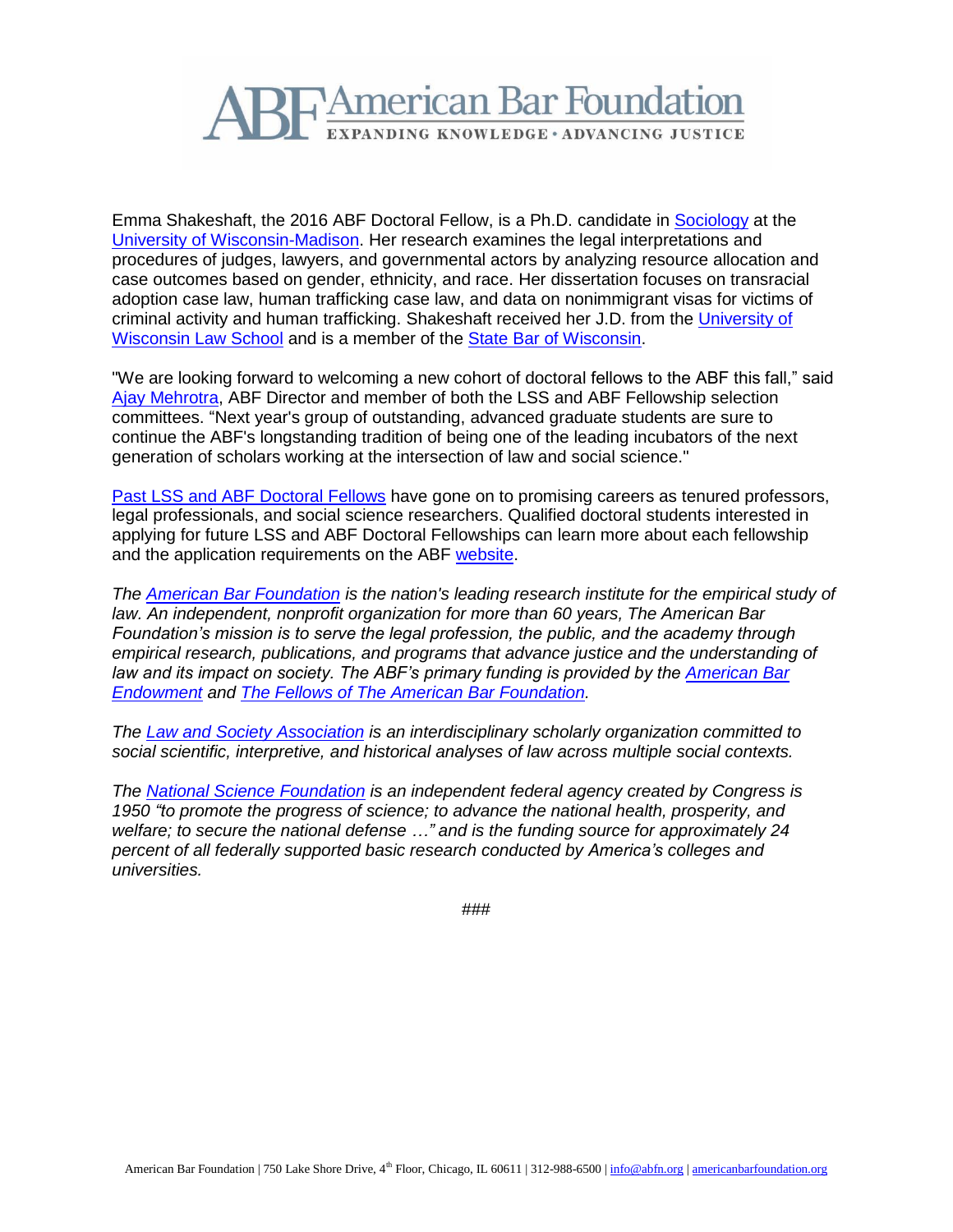Emma Shakeshaft, the 2016 ABF Doctoral Fellow, is a Ph.D. candidate in Sociology at the University of Wisconsin-Madison. Her research examines the legal interpretations and procedures of judges, lawyers, and governmental actors by analyzing resource allocation and case outcomes based on gender, ethnicity, and race. Her dissertation focuses on transracial adoption case law, human trafficking case law, and data on nonimmigrant visas for victims of criminal activity and human trafficking. Shakeshaft received her J.D. from the University of Wisconsin Law School and is a member of the State Bar of Wisconsin.

"We are looking forward to welcoming a new cohort of doctoral fellows to the ABF this fall," said Ajay Mehrotra, ABF Director and member of both the LSS and ABF Fellowship selection committees. "Next year's group of outstanding, advanced graduate students are sure to continue the ABF's longstanding tradition of being one of the leading incubators of the next generation of scholars working at the intersection of law and social science."

Past LSS and ABF Doctoral Fellows have gone on to promising careers as tenured professors, legal professionals, and social science researchers. Qualified doctoral students interested in applying for future LSS and ABF Doctoral Fellowships can learn more about each fellowship and the application requirements on the ABF website.

*The American Bar Foundation is the nation's leading research institute for the empirical study of law. An independent, nonprofit organization for more than 60 years, The American Bar Foundation's mission is to serve the legal profession, the public, and the academy through empirical research, publications, and programs that advance justice and the understanding of law and its impact on society. The ABF's primary funding is provided by the American Bar Endowment and The Fellows of The American Bar Foundation.*

*The Law and Society Association is an interdisciplinary scholarly organization committed to social scientific, interpretive, and historical analyses of law across multiple social contexts.*

*The National Science Foundation is an independent federal agency created by Congress is 1950 "to promote the progress of science; to advance the national health, prosperity, and welfare; to secure the national defense …" and is the funding source for approximately 24 percent of all federally supported basic research conducted by America's colleges and universities.*

###